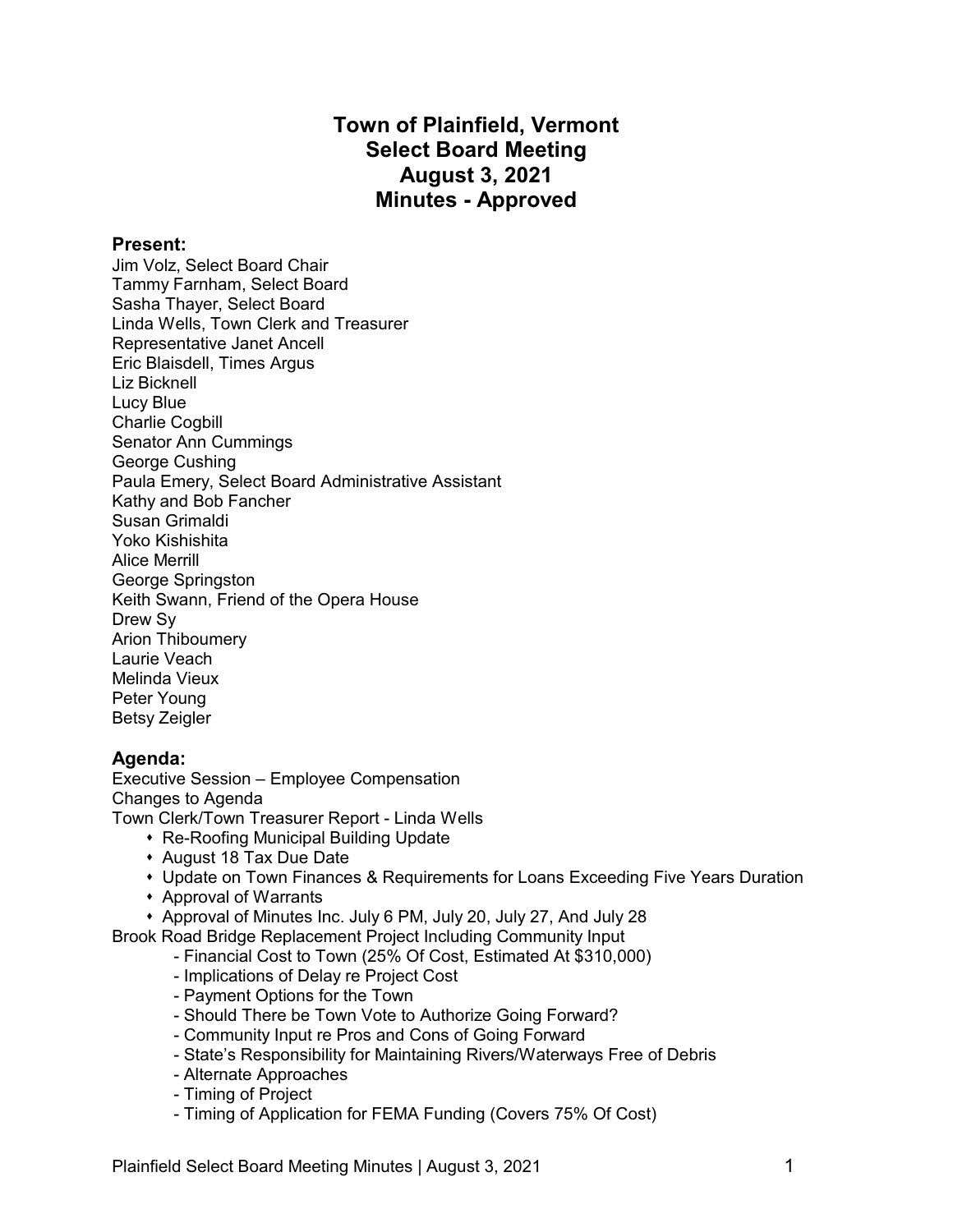# Town of Plainfield, Vermont
# Select Board Meeting
# August 3, 2021
# Minutes - Approved

## Present:

Jim Volz, Select Board Chair
Tammy Farnham, Select Board
Sasha Thayer, Select Board
Linda Wells, Town Clerk and Treasurer
Representative Janet Ancell
Eric Blaisdell, Times Argus
Liz Bicknell
Lucy Blue
Charlie Cogbill
Senator Ann Cummings
George Cushing
Paula Emery, Select Board Administrative Assistant
Kathy and Bob Fancher
Susan Grimaldi
Yoko Kishishita
Alice Merrill
George Springston
Keith Swann, Friend of the Opera House
Drew Sy
Arion Thiboumery
Laurie Veach
Melinda Vieux
Peter Young
Betsy Zeigler

## Agenda:

Executive Session – Employee Compensation
Changes to Agenda
Town Clerk/Town Treasurer Report - Linda Wells

- Re-Roofing Municipal Building Update
- August 18 Tax Due Date
- Update on Town Finances & Requirements for Loans Exceeding Five Years Duration
- Approval of Warrants
- Approval of Minutes Inc. July 6 PM, July 20, July 27, And July 28

Brook Road Bridge Replacement Project Including Community Input

- Financial Cost to Town (25% Of Cost, Estimated At $310,000)
- Implications of Delay re Project Cost
- Payment Options for the Town
- Should There be Town Vote to Authorize Going Forward?
- Community Input re Pros and Cons of Going Forward
- State's Responsibility for Maintaining Rivers/Waterways Free of Debris
- Alternate Approaches
- Timing of Project
- Timing of Application for FEMA Funding (Covers 75% Of Cost)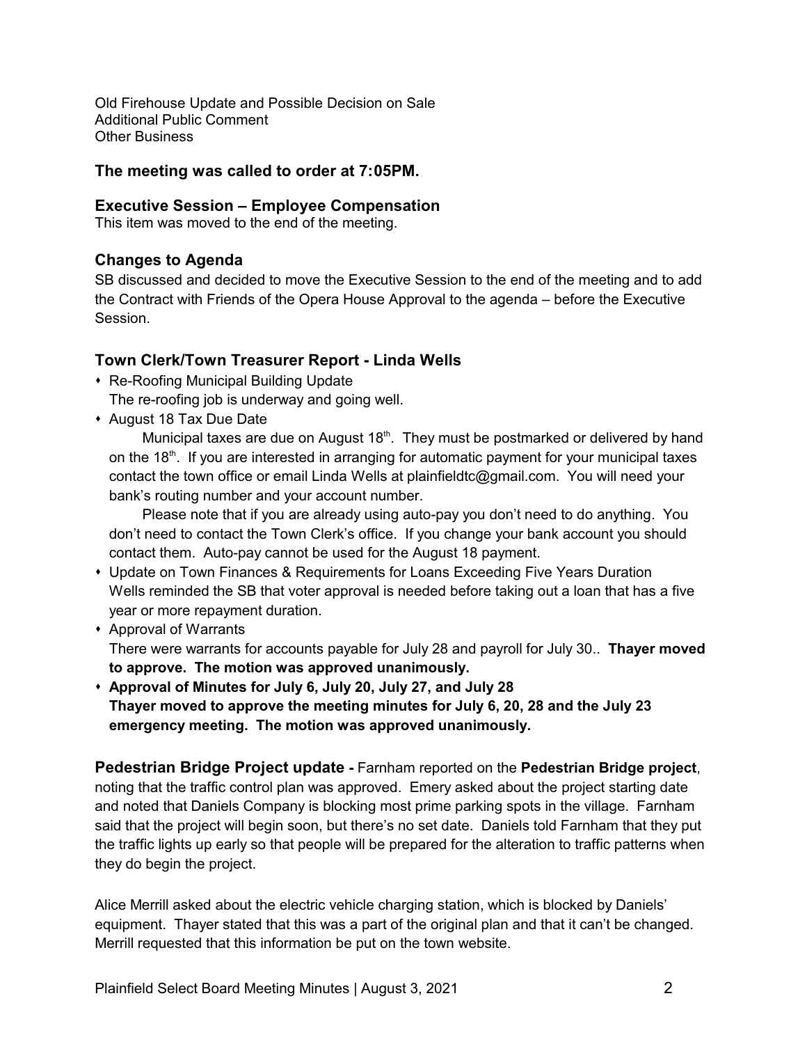Old Firehouse Update and Possible Decision on Sale
Additional Public Comment
Other Business

### The meeting was called to order at 7:05PM.

### Executive Session – Employee Compensation

This item was moved to the end of the meeting.

### Changes to Agenda

SB discussed and decided to move the Executive Session to the end of the meeting and to add the Contract with Friends of the Opera House Approval to the agenda – before the Executive Session.

### Town Clerk/Town Treasurer Report - Linda Wells

- Re-Roofing Municipal Building Update
  The re-roofing job is underway and going well.
- August 18 Tax Due Date
  Municipal taxes are due on August 18th. They must be postmarked or delivered by hand on the 18th. If you are interested in arranging for automatic payment for your municipal taxes contact the town office or email Linda Wells at plainfieldtc@gmail.com. You will need your bank's routing number and your account number.
  Please note that if you are already using auto-pay you don't need to do anything. You don't need to contact the Town Clerk's office. If you change your bank account you should contact them. Auto-pay cannot be used for the August 18 payment.
- Update on Town Finances & Requirements for Loans Exceeding Five Years Duration
  Wells reminded the SB that voter approval is needed before taking out a loan that has a five year or more repayment duration.
- Approval of Warrants
  There were warrants for accounts payable for July 28 and payroll for July 30.. **Thayer moved to approve. The motion was approved unanimously.**
- **Approval of Minutes for July 6, July 20, July 27, and July 28**
  **Thayer moved to approve the meeting minutes for July 6, 20, 28 and the July 23 emergency meeting. The motion was approved unanimously.**

**Pedestrian Bridge Project update -** Farnham reported on the **Pedestrian Bridge project**, noting that the traffic control plan was approved. Emery asked about the project starting date and noted that Daniels Company is blocking most prime parking spots in the village. Farnham said that the project will begin soon, but there's no set date. Daniels told Farnham that they put the traffic lights up early so that people will be prepared for the alteration to traffic patterns when they do begin the project.

Alice Merrill asked about the electric vehicle charging station, which is blocked by Daniels' equipment. Thayer stated that this was a part of the original plan and that it can't be changed. Merrill requested that this information be put on the town website.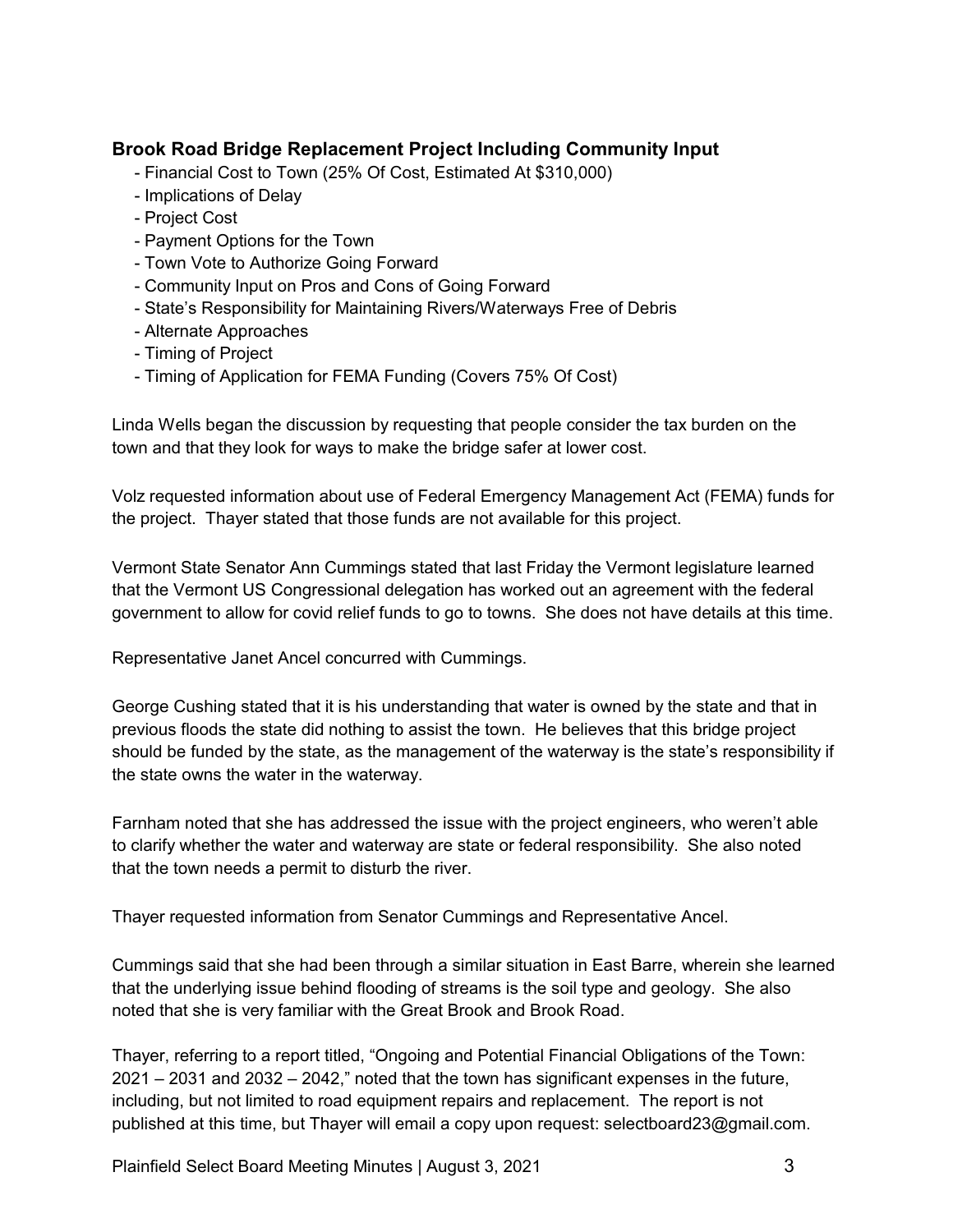## Brook Road Bridge Replacement Project Including Community Input

- Financial Cost to Town (25% Of Cost, Estimated At $310,000)
- Implications of Delay
- Project Cost
- Payment Options for the Town
- Town Vote to Authorize Going Forward
- Community Input on Pros and Cons of Going Forward
- State's Responsibility for Maintaining Rivers/Waterways Free of Debris
- Alternate Approaches
- Timing of Project
- Timing of Application for FEMA Funding (Covers 75% Of Cost)

Linda Wells began the discussion by requesting that people consider the tax burden on the town and that they look for ways to make the bridge safer at lower cost.

Volz requested information about use of Federal Emergency Management Act (FEMA) funds for the project. Thayer stated that those funds are not available for this project.

Vermont State Senator Ann Cummings stated that last Friday the Vermont legislature learned that the Vermont US Congressional delegation has worked out an agreement with the federal government to allow for covid relief funds to go to towns. She does not have details at this time.

Representative Janet Ancel concurred with Cummings.

George Cushing stated that it is his understanding that water is owned by the state and that in previous floods the state did nothing to assist the town. He believes that this bridge project should be funded by the state, as the management of the waterway is the state's responsibility if the state owns the water in the waterway.

Farnham noted that she has addressed the issue with the project engineers, who weren't able to clarify whether the water and waterway are state or federal responsibility. She also noted that the town needs a permit to disturb the river.

Thayer requested information from Senator Cummings and Representative Ancel.

Cummings said that she had been through a similar situation in East Barre, wherein she learned that the underlying issue behind flooding of streams is the soil type and geology. She also noted that she is very familiar with the Great Brook and Brook Road.

Thayer, referring to a report titled, "Ongoing and Potential Financial Obligations of the Town: 2021 – 2031 and 2032 – 2042," noted that the town has significant expenses in the future, including, but not limited to road equipment repairs and replacement. The report is not published at this time, but Thayer will email a copy upon request: selectboard23@gmail.com.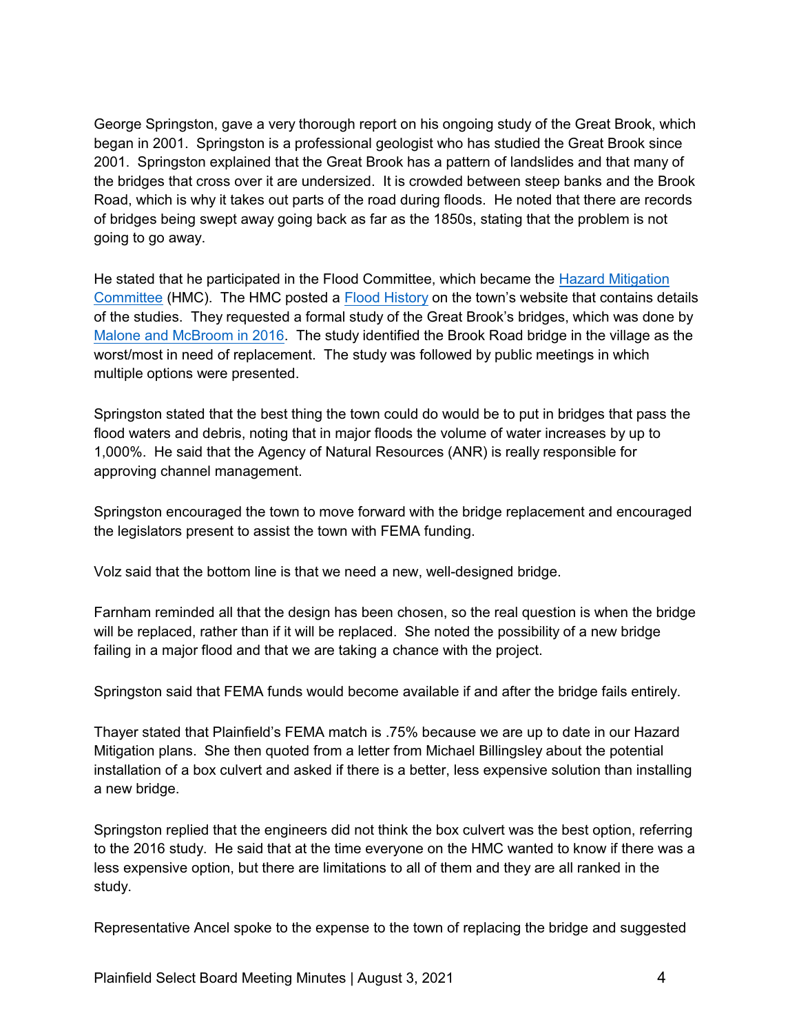George Springston, gave a very thorough report on his ongoing study of the Great Brook, which began in 2001. Springston is a professional geologist who has studied the Great Brook since 2001. Springston explained that the Great Brook has a pattern of landslides and that many of the bridges that cross over it are undersized. It is crowded between steep banks and the Brook Road, which is why it takes out parts of the road during floods. He noted that there are records of bridges being swept away going back as far as the 1850s, stating that the problem is not going to go away.

He stated that he participated in the Flood Committee, which became the Hazard Mitigation Committee (HMC). The HMC posted a Flood History on the town's website that contains details of the studies. They requested a formal study of the Great Brook's bridges, which was done by Malone and McBroom in 2016. The study identified the Brook Road bridge in the village as the worst/most in need of replacement. The study was followed by public meetings in which multiple options were presented.

Springston stated that the best thing the town could do would be to put in bridges that pass the flood waters and debris, noting that in major floods the volume of water increases by up to 1,000%. He said that the Agency of Natural Resources (ANR) is really responsible for approving channel management.

Springston encouraged the town to move forward with the bridge replacement and encouraged the legislators present to assist the town with FEMA funding.

Volz said that the bottom line is that we need a new, well-designed bridge.

Farnham reminded all that the design has been chosen, so the real question is when the bridge will be replaced, rather than if it will be replaced. She noted the possibility of a new bridge failing in a major flood and that we are taking a chance with the project.

Springston said that FEMA funds would become available if and after the bridge fails entirely.

Thayer stated that Plainfield's FEMA match is .75% because we are up to date in our Hazard Mitigation plans. She then quoted from a letter from Michael Billingsley about the potential installation of a box culvert and asked if there is a better, less expensive solution than installing a new bridge.

Springston replied that the engineers did not think the box culvert was the best option, referring to the 2016 study. He said that at the time everyone on the HMC wanted to know if there was a less expensive option, but there are limitations to all of them and they are all ranked in the study.

Representative Ancel spoke to the expense to the town of replacing the bridge and suggested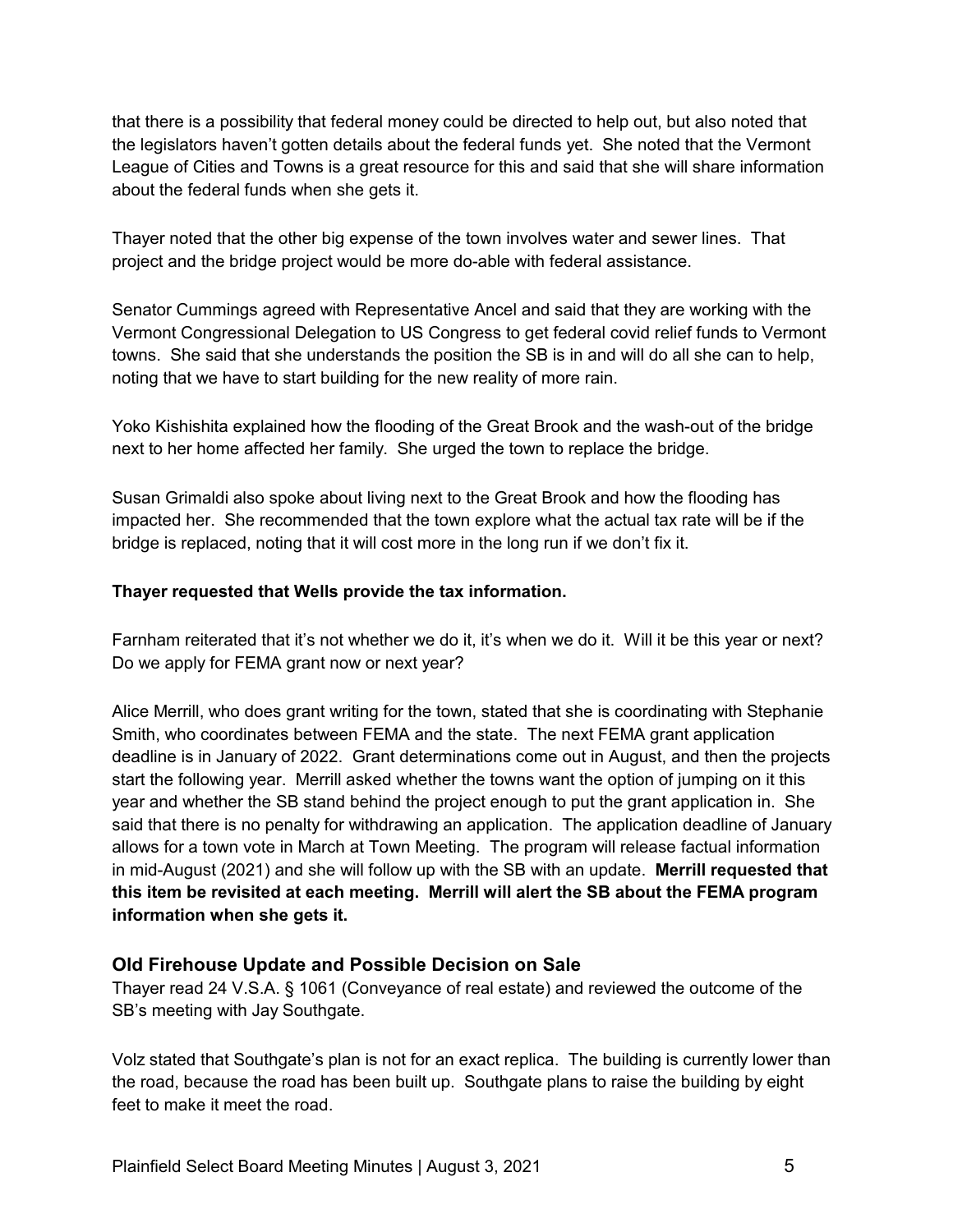that there is a possibility that federal money could be directed to help out, but also noted that the legislators haven't gotten details about the federal funds yet. She noted that the Vermont League of Cities and Towns is a great resource for this and said that she will share information about the federal funds when she gets it.

Thayer noted that the other big expense of the town involves water and sewer lines. That project and the bridge project would be more do-able with federal assistance.

Senator Cummings agreed with Representative Ancel and said that they are working with the Vermont Congressional Delegation to US Congress to get federal covid relief funds to Vermont towns. She said that she understands the position the SB is in and will do all she can to help, noting that we have to start building for the new reality of more rain.

Yoko Kishishita explained how the flooding of the Great Brook and the wash-out of the bridge next to her home affected her family. She urged the town to replace the bridge.

Susan Grimaldi also spoke about living next to the Great Brook and how the flooding has impacted her. She recommended that the town explore what the actual tax rate will be if the bridge is replaced, noting that it will cost more in the long run if we don't fix it.

**Thayer requested that Wells provide the tax information.**

Farnham reiterated that it's not whether we do it, it's when we do it. Will it be this year or next? Do we apply for FEMA grant now or next year?

Alice Merrill, who does grant writing for the town, stated that she is coordinating with Stephanie Smith, who coordinates between FEMA and the state. The next FEMA grant application deadline is in January of 2022. Grant determinations come out in August, and then the projects start the following year. Merrill asked whether the towns want the option of jumping on it this year and whether the SB stand behind the project enough to put the grant application in. She said that there is no penalty for withdrawing an application. The application deadline of January allows for a town vote in March at Town Meeting. The program will release factual information in mid-August (2021) and she will follow up with the SB with an update. **Merrill requested that this item be revisited at each meeting. Merrill will alert the SB about the FEMA program information when she gets it.**

## Old Firehouse Update and Possible Decision on Sale

Thayer read 24 V.S.A. § 1061 (Conveyance of real estate) and reviewed the outcome of the SB's meeting with Jay Southgate.

Volz stated that Southgate's plan is not for an exact replica. The building is currently lower than the road, because the road has been built up. Southgate plans to raise the building by eight feet to make it meet the road.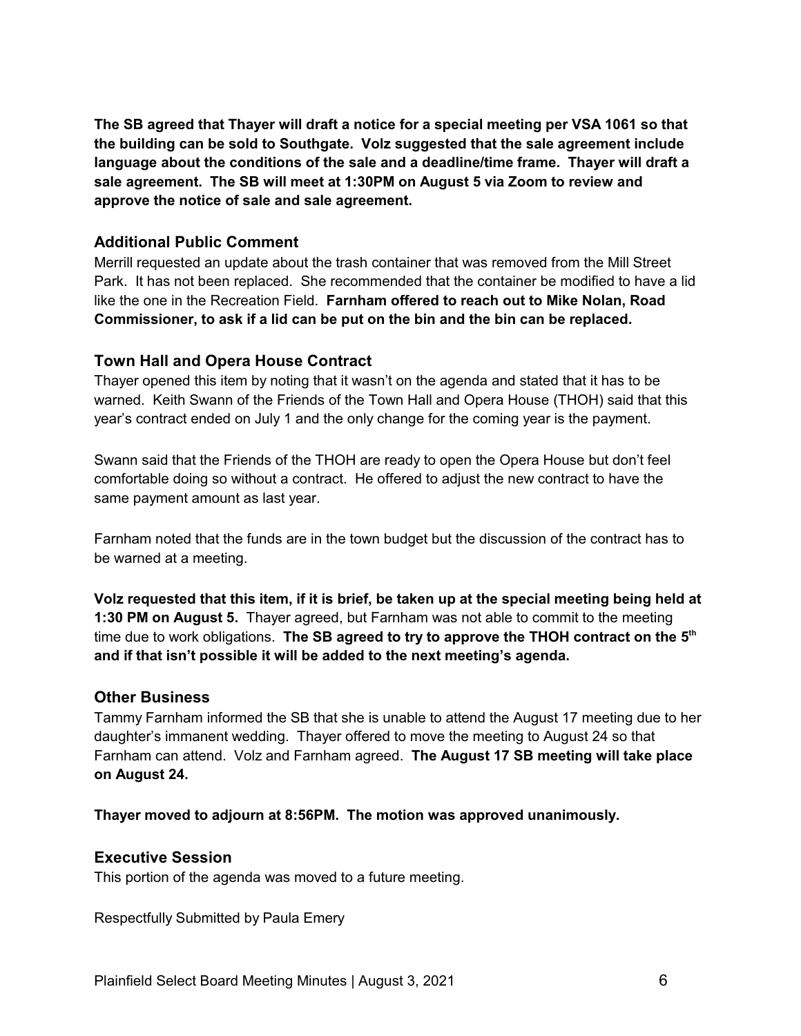**The SB agreed that Thayer will draft a notice for a special meeting per VSA 1061 so that the building can be sold to Southgate. Volz suggested that the sale agreement include language about the conditions of the sale and a deadline/time frame. Thayer will draft a sale agreement. The SB will meet at 1:30PM on August 5 via Zoom to review and approve the notice of sale and sale agreement.**

## Additional Public Comment

Merrill requested an update about the trash container that was removed from the Mill Street Park. It has not been replaced. She recommended that the container be modified to have a lid like the one in the Recreation Field. **Farnham offered to reach out to Mike Nolan, Road Commissioner, to ask if a lid can be put on the bin and the bin can be replaced.**

## Town Hall and Opera House Contract

Thayer opened this item by noting that it wasn't on the agenda and stated that it has to be warned. Keith Swann of the Friends of the Town Hall and Opera House (THOH) said that this year's contract ended on July 1 and the only change for the coming year is the payment.

Swann said that the Friends of the THOH are ready to open the Opera House but don't feel comfortable doing so without a contract. He offered to adjust the new contract to have the same payment amount as last year.

Farnham noted that the funds are in the town budget but the discussion of the contract has to be warned at a meeting.

**Volz requested that this item, if it is brief, be taken up at the special meeting being held at 1:30 PM on August 5.** Thayer agreed, but Farnham was not able to commit to the meeting time due to work obligations. **The SB agreed to try to approve the THOH contract on the 5th and if that isn't possible it will be added to the next meeting's agenda.**

## Other Business

Tammy Farnham informed the SB that she is unable to attend the August 17 meeting due to her daughter's immanent wedding. Thayer offered to move the meeting to August 24 so that Farnham can attend. Volz and Farnham agreed. **The August 17 SB meeting will take place on August 24.**

**Thayer moved to adjourn at 8:56PM. The motion was approved unanimously.**

## Executive Session

This portion of the agenda was moved to a future meeting.

Respectfully Submitted by Paula Emery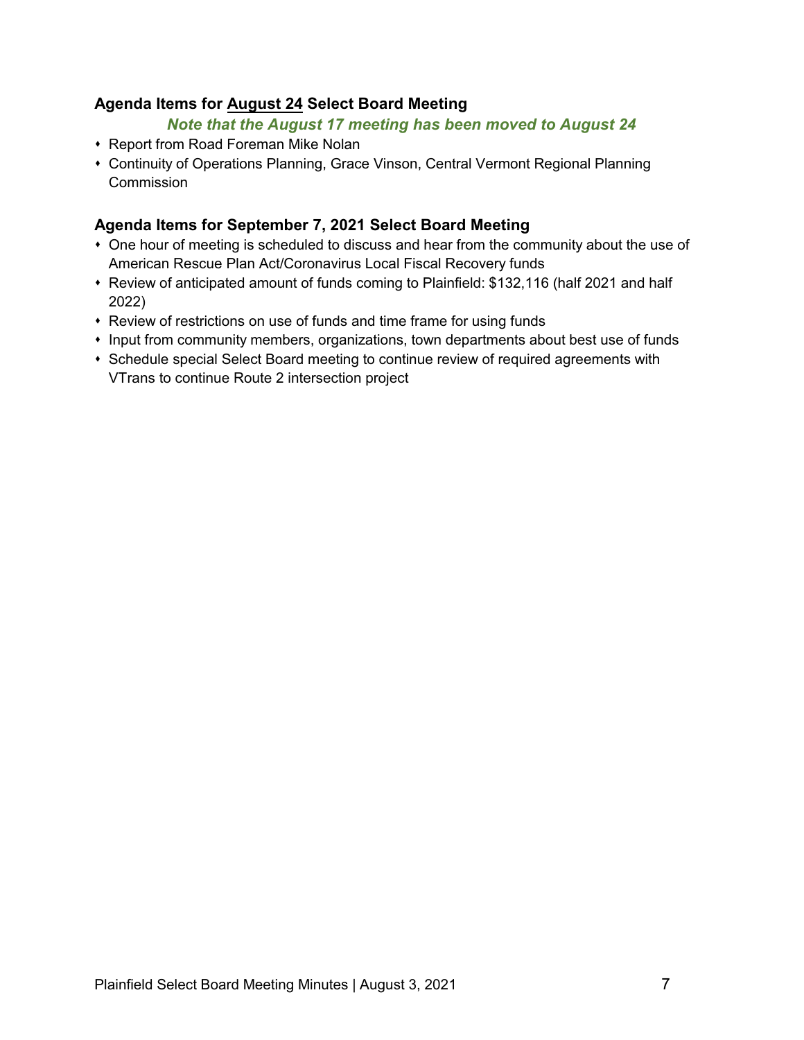### Agenda Items for <u>August 24</u> Select Board Meeting

***Note that the August 17 meeting has been moved to August 24***

- Report from Road Foreman Mike Nolan
- Continuity of Operations Planning, Grace Vinson, Central Vermont Regional Planning Commission

### Agenda Items for September 7, 2021 Select Board Meeting

- One hour of meeting is scheduled to discuss and hear from the community about the use of American Rescue Plan Act/Coronavirus Local Fiscal Recovery funds
- Review of anticipated amount of funds coming to Plainfield: $132,116 (half 2021 and half 2022)
- Review of restrictions on use of funds and time frame for using funds
- Input from community members, organizations, town departments about best use of funds
- Schedule special Select Board meeting to continue review of required agreements with VTrans to continue Route 2 intersection project